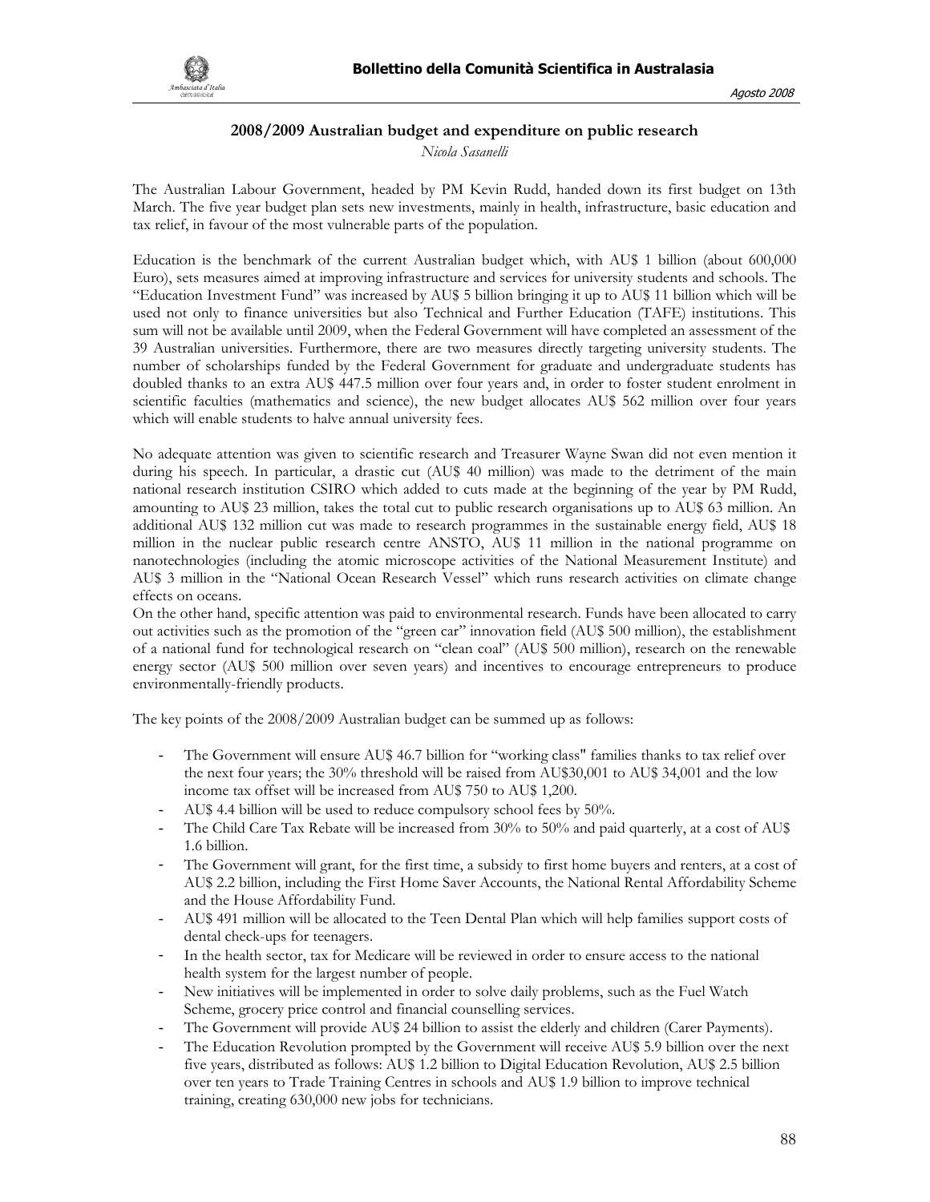## 2008/2009 Australian budget and expenditure on public research

*Nicola Sasanelli*

The Australian Labour Government, headed by PM Kevin Rudd, handed down its first budget on 13th March. The five year budget plan sets new investments, mainly in health, infrastructure, basic education and tax relief, in favour of the most vulnerable parts of the population.

Education is the benchmark of the current Australian budget which, with AU$ 1 billion (about 600,000 Euro), sets measures aimed at improving infrastructure and services for university students and schools. The "Education Investment Fund" was increased by AU$ 5 billion bringing it up to AU$ 11 billion which will be used not only to finance universities but also Technical and Further Education (TAFE) institutions. This sum will not be available until 2009, when the Federal Government will have completed an assessment of the 39 Australian universities. Furthermore, there are two measures directly targeting university students. The number of scholarships funded by the Federal Government for graduate and undergraduate students has doubled thanks to an extra AU$ 447.5 million over four years and, in order to foster student enrolment in scientific faculties (mathematics and science), the new budget allocates AU$ 562 million over four years which will enable students to halve annual university fees.

No adequate attention was given to scientific research and Treasurer Wayne Swan did not even mention it during his speech. In particular, a drastic cut (AU$ 40 million) was made to the detriment of the main national research institution CSIRO which added to cuts made at the beginning of the year by PM Rudd, amounting to AU$ 23 million, takes the total cut to public research organisations up to AU$ 63 million. An additional AU$ 132 million cut was made to research programmes in the sustainable energy field, AU$ 18 million in the nuclear public research centre ANSTO, AU$ 11 million in the national programme on nanotechnologies (including the atomic microscope activities of the National Measurement Institute) and AU$ 3 million in the "National Ocean Research Vessel" which runs research activities on climate change effects on oceans.

On the other hand, specific attention was paid to environmental research. Funds have been allocated to carry out activities such as the promotion of the "green car" innovation field (AU$ 500 million), the establishment of a national fund for technological research on "clean coal" (AU$ 500 million), research on the renewable energy sector (AU$ 500 million over seven years) and incentives to encourage entrepreneurs to produce environmentally-friendly products.

The key points of the 2008/2009 Australian budget can be summed up as follows:

- The Government will ensure AU$ 46.7 billion for "working class" families thanks to tax relief over the next four years; the 30% threshold will be raised from AU$30,001 to AU$ 34,001 and the low income tax offset will be increased from AU$ 750 to AU$ 1,200.
- AU$ 4.4 billion will be used to reduce compulsory school fees by 50%.
- The Child Care Tax Rebate will be increased from 30% to 50% and paid quarterly, at a cost of AU$ 1.6 billion.
- The Government will grant, for the first time, a subsidy to first home buyers and renters, at a cost of AU$ 2.2 billion, including the First Home Saver Accounts, the National Rental Affordability Scheme and the House Affordability Fund.
- AU$ 491 million will be allocated to the Teen Dental Plan which will help families support costs of dental check-ups for teenagers.
- In the health sector, tax for Medicare will be reviewed in order to ensure access to the national health system for the largest number of people.
- New initiatives will be implemented in order to solve daily problems, such as the Fuel Watch Scheme, grocery price control and financial counselling services.
- The Government will provide AU$ 24 billion to assist the elderly and children (Carer Payments).
- The Education Revolution prompted by the Government will receive AU$ 5.9 billion over the next five years, distributed as follows: AU$ 1.2 billion to Digital Education Revolution, AU$ 2.5 billion over ten years to Trade Training Centres in schools and AU$ 1.9 billion to improve technical training, creating 630,000 new jobs for technicians.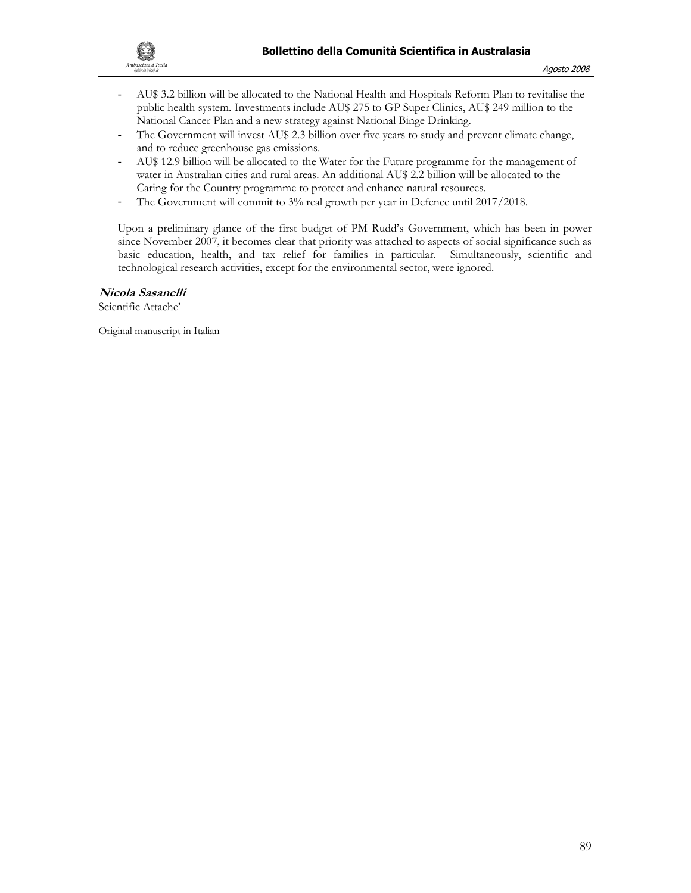- AU$ 3.2 billion will be allocated to the National Health and Hospitals Reform Plan to revitalise the public health system. Investments include AU$ 275 to GP Super Clinics, AU$ 249 million to the National Cancer Plan and a new strategy against National Binge Drinking.
- The Government will invest AU$ 2.3 billion over five years to study and prevent climate change, and to reduce greenhouse gas emissions.
- AU$ 12.9 billion will be allocated to the Water for the Future programme for the management of water in Australian cities and rural areas. An additional AU$ 2.2 billion will be allocated to the Caring for the Country programme to protect and enhance natural resources.
- The Government will commit to 3% real growth per year in Defence until 2017/2018.

Upon a preliminary glance of the first budget of PM Rudd's Government, which has been in power since November 2007, it becomes clear that priority was attached to aspects of social significance such as basic education, health, and tax relief for families in particular. Simultaneously, scientific and technological research activities, except for the environmental sector, were ignored.

***Nicola Sasanelli***
Scientific Attache'

Original manuscript in Italian